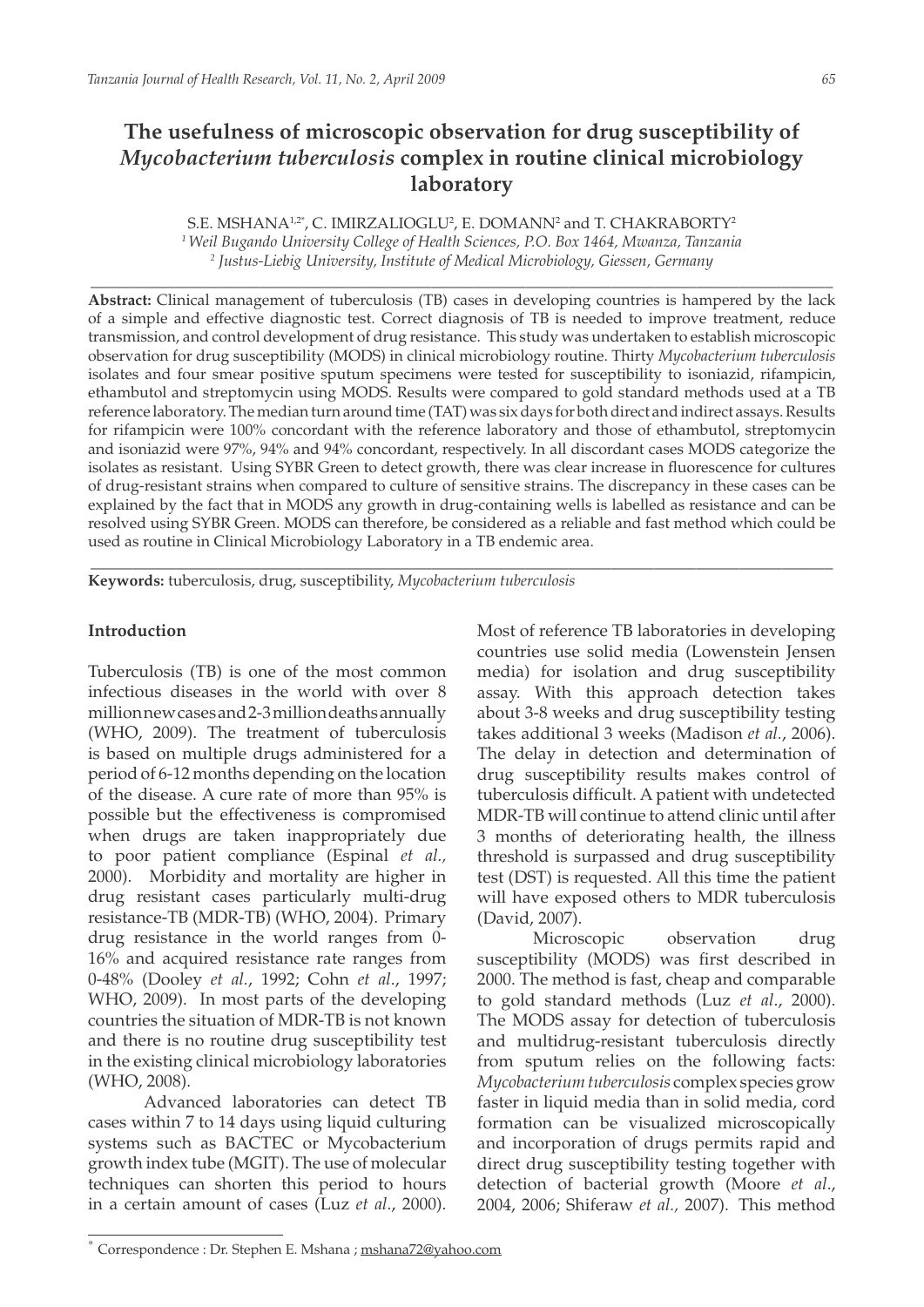# The usefulness of microscopic observation for drug susceptibility of *Mycobacterium tuberculosis* complex in routine clinical microbiology laboratory

S.E. MSHANA[1,2*], C. IMIRZALIOGLU[2], E. DOMANN[2] and T. CHAKRABORTY[2]

[1] *Weil Bugando University College of Health Sciences, P.O. Box 1464, Mwanza, Tanzania*
[2] *Justus-Liebig University, Institute of Medical Microbiology, Giessen, Germany*

---

**Abstract:** Clinical management of tuberculosis (TB) cases in developing countries is hampered by the lack of a simple and effective diagnostic test. Correct diagnosis of TB is needed to improve treatment, reduce transmission, and control development of drug resistance. This study was undertaken to establish microscopic observation for drug susceptibility (MODS) in clinical microbiology routine. Thirty *Mycobacterium tuberculosis* isolates and four smear positive sputum specimens were tested for susceptibility to isoniazid, rifampicin, ethambutol and streptomycin using MODS. Results were compared to gold standard methods used at a TB reference laboratory. The median turn around time (TAT) was six days for both direct and indirect assays. Results for rifampicin were 100% concordant with the reference laboratory and those of ethambutol, streptomycin and isoniazid were 97%, 94% and 94% concordant, respectively. In all discordant cases MODS categorize the isolates as resistant. Using SYBR Green to detect growth, there was clear increase in fluorescence for cultures of drug-resistant strains when compared to culture of sensitive strains. The discrepancy in these cases can be explained by the fact that in MODS any growth in drug-containing wells is labelled as resistance and can be resolved using SYBR Green. MODS can therefore, be considered as a reliable and fast method which could be used as routine in Clinical Microbiology Laboratory in a TB endemic area.

---

**Keywords:** tuberculosis, drug, susceptibility, *Mycobacterium tuberculosis*

## Introduction

Tuberculosis (TB) is one of the most common infectious diseases in the world with over 8 million new cases and 2-3 million deaths annually (WHO, 2009). The treatment of tuberculosis is based on multiple drugs administered for a period of 6-12 months depending on the location of the disease. A cure rate of more than 95% is possible but the effectiveness is compromised when drugs are taken inappropriately due to poor patient compliance (Espinal *et al.,* 2000). Morbidity and mortality are higher in drug resistant cases particularly multi-drug resistance-TB (MDR-TB) (WHO, 2004). Primary drug resistance in the world ranges from 0-16% and acquired resistance rate ranges from 0-48% (Dooley *et al.*, 1992; Cohn *et al*., 1997; WHO, 2009). In most parts of the developing countries the situation of MDR-TB is not known and there is no routine drug susceptibility test in the existing clinical microbiology laboratories (WHO, 2008).

Advanced laboratories can detect TB cases within 7 to 14 days using liquid culturing systems such as BACTEC or Mycobacterium growth index tube (MGIT). The use of molecular techniques can shorten this period to hours in a certain amount of cases (Luz *et al*., 2000). Most of reference TB laboratories in developing countries use solid media (Lowenstein Jensen media) for isolation and drug susceptibility assay. With this approach detection takes about 3-8 weeks and drug susceptibility testing takes additional 3 weeks (Madison *et al.*, 2006). The delay in detection and determination of drug susceptibility results makes control of tuberculosis difficult. A patient with undetected MDR-TB will continue to attend clinic until after 3 months of deteriorating health, the illness threshold is surpassed and drug susceptibility test (DST) is requested. All this time the patient will have exposed others to MDR tuberculosis (David, 2007).

Microscopic observation drug susceptibility (MODS) was first described in 2000. The method is fast, cheap and comparable to gold standard methods (Luz *et al*., 2000). The MODS assay for detection of tuberculosis and multidrug-resistant tuberculosis directly from sputum relies on the following facts: *Mycobacterium tuberculosis* complex species grow faster in liquid media than in solid media, cord formation can be visualized microscopically and incorporation of drugs permits rapid and direct drug susceptibility testing together with detection of bacterial growth (Moore *et al*., 2004, 2006; Shiferaw *et al.,* 2007). This method

---

* Correspondence : Dr. Stephen E. Mshana ; mshana72@yahoo.com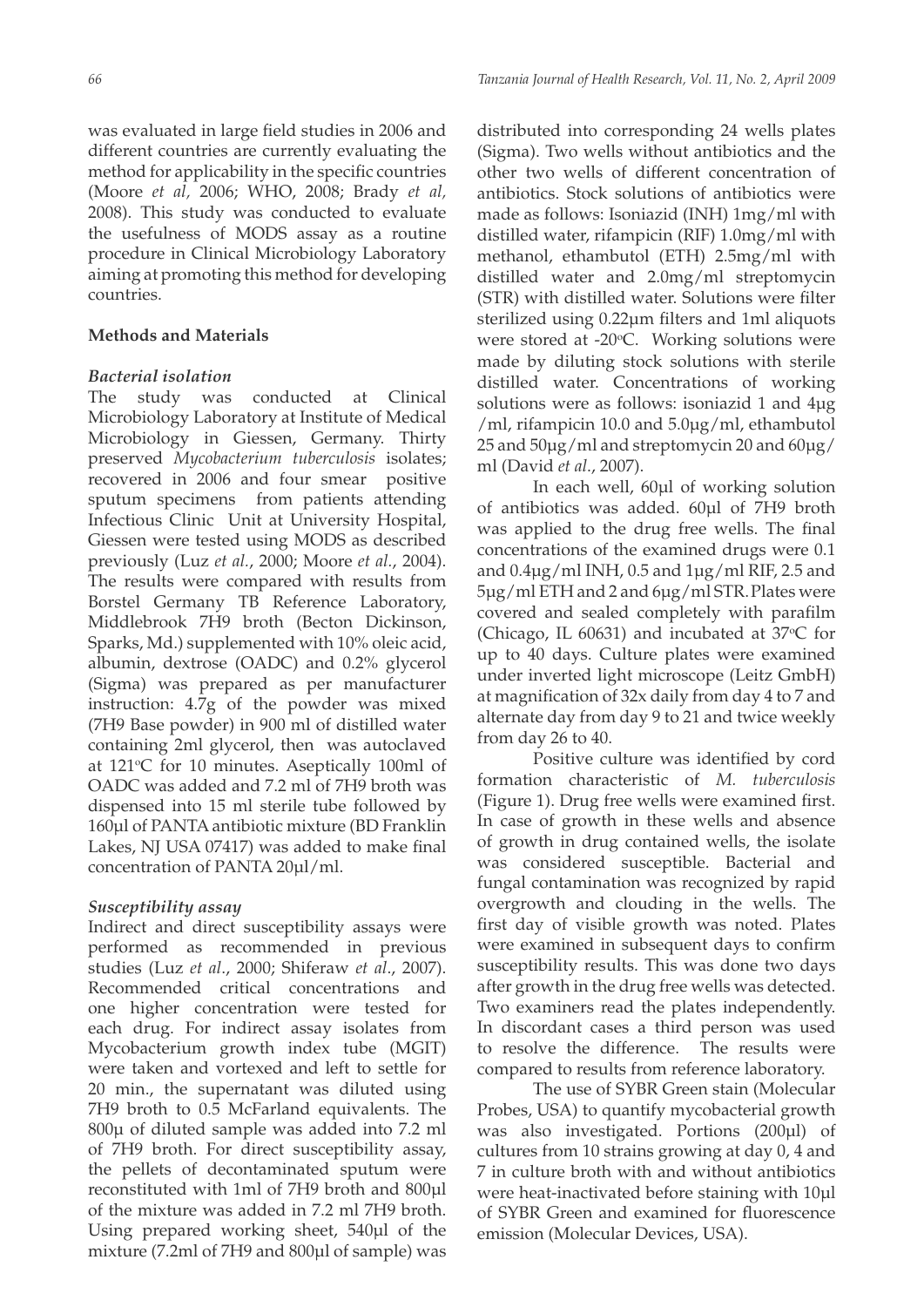was evaluated in large field studies in 2006 and different countries are currently evaluating the method for applicability in the specific countries (Moore *et al*, 2006; WHO, 2008; Brady *et al*, 2008). This study was conducted to evaluate the usefulness of MODS assay as a routine procedure in Clinical Microbiology Laboratory aiming at promoting this method for developing countries.

## Methods and Materials

### *Bacterial isolation*

The study was conducted at Clinical Microbiology Laboratory at Institute of Medical Microbiology in Giessen, Germany. Thirty preserved *Mycobacterium tuberculosis* isolates; recovered in 2006 and four smear positive sputum specimens from patients attending Infectious Clinic Unit at University Hospital, Giessen were tested using MODS as described previously (Luz *et al.*, 2000; Moore *et al.*, 2004). The results were compared with results from Borstel Germany TB Reference Laboratory, Middlebrook 7H9 broth (Becton Dickinson, Sparks, Md.) supplemented with 10% oleic acid, albumin, dextrose (OADC) and 0.2% glycerol (Sigma) was prepared as per manufacturer instruction: 4.7g of the powder was mixed (7H9 Base powder) in 900 ml of distilled water containing 2ml glycerol, then was autoclaved at 121°C for 10 minutes. Aseptically 100ml of OADC was added and 7.2 ml of 7H9 broth was dispensed into 15 ml sterile tube followed by 160µl of PANTA antibiotic mixture (BD Franklin Lakes, NJ USA 07417) was added to make final concentration of PANTA 20µl/ml.

### *Susceptibility assay*

Indirect and direct susceptibility assays were performed as recommended in previous studies (Luz *et al.*, 2000; Shiferaw *et al.*, 2007). Recommended critical concentrations and one higher concentration were tested for each drug. For indirect assay isolates from Mycobacterium growth index tube (MGIT) were taken and vortexed and left to settle for 20 min., the supernatant was diluted using 7H9 broth to 0.5 McFarland equivalents. The 800µ of diluted sample was added into 7.2 ml of 7H9 broth. For direct susceptibility assay, the pellets of decontaminated sputum were reconstituted with 1ml of 7H9 broth and 800µl of the mixture was added in 7.2 ml 7H9 broth. Using prepared working sheet, 540µl of the mixture (7.2ml of 7H9 and 800µl of sample) was distributed into corresponding 24 wells plates (Sigma). Two wells without antibiotics and the other two wells of different concentration of antibiotics. Stock solutions of antibiotics were made as follows: Isoniazid (INH) 1mg/ml with distilled water, rifampicin (RIF) 1.0mg/ml with methanol, ethambutol (ETH) 2.5mg/ml with distilled water and 2.0mg/ml streptomycin (STR) with distilled water. Solutions were filter sterilized using 0.22µm filters and 1ml aliquots were stored at -20°C. Working solutions were made by diluting stock solutions with sterile distilled water. Concentrations of working solutions were as follows: isoniazid 1 and 4µg /ml, rifampicin 10.0 and 5.0µg/ml, ethambutol 25 and 50µg/ml and streptomycin 20 and 60µg/ml (David *et al.*, 2007).

In each well, 60µl of working solution of antibiotics was added. 60µl of 7H9 broth was applied to the drug free wells. The final concentrations of the examined drugs were 0.1 and 0.4µg/ml INH, 0.5 and 1µg/ml RIF, 2.5 and 5µg/ml ETH and 2 and 6µg/ml STR. Plates were covered and sealed completely with parafilm (Chicago, IL 60631) and incubated at 37°C for up to 40 days. Culture plates were examined under inverted light microscope (Leitz GmbH) at magnification of 32x daily from day 4 to 7 and alternate day from day 9 to 21 and twice weekly from day 26 to 40.

Positive culture was identified by cord formation characteristic of *M. tuberculosis* (Figure 1). Drug free wells were examined first. In case of growth in these wells and absence of growth in drug contained wells, the isolate was considered susceptible. Bacterial and fungal contamination was recognized by rapid overgrowth and clouding in the wells. The first day of visible growth was noted. Plates were examined in subsequent days to confirm susceptibility results. This was done two days after growth in the drug free wells was detected. Two examiners read the plates independently. In discordant cases a third person was used to resolve the difference. The results were compared to results from reference laboratory.

The use of SYBR Green stain (Molecular Probes, USA) to quantify mycobacterial growth was also investigated. Portions (200µl) of cultures from 10 strains growing at day 0, 4 and 7 in culture broth with and without antibiotics were heat-inactivated before staining with 10µl of SYBR Green and examined for fluorescence emission (Molecular Devices, USA).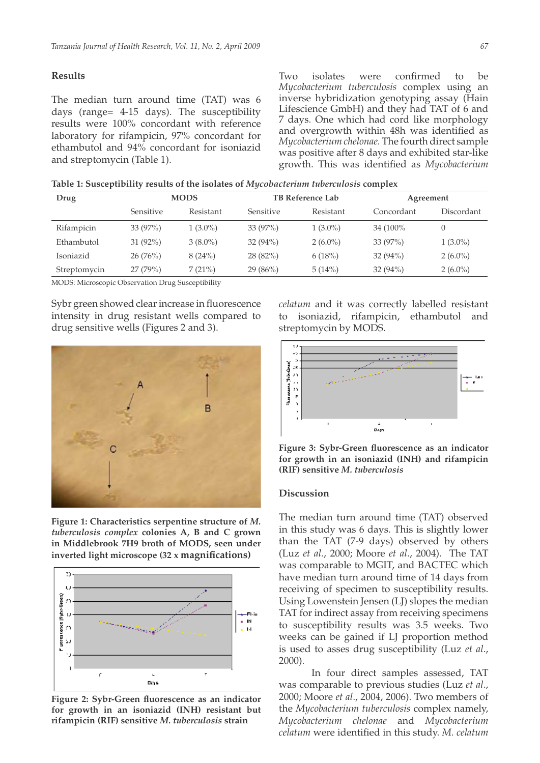## Results

The median turn around time (TAT) was 6 days (range= 4-15 days). The susceptibility results were 100% concordant with reference laboratory for rifampicin, 97% concordant for ethambutol and 94% concordant for isoniazid and streptomycin (Table 1).

Two isolates were confirmed to be *Mycobacterium tuberculosis* complex using an inverse hybridization genotyping assay (Hain Lifescience GmbH) and they had TAT of 6 and 7 days. One which had cord like morphology and overgrowth within 48h was identified as *Mycobacterium chelonae.* The fourth direct sample was positive after 8 days and exhibited star-like growth. This was identified as *Mycobacterium celatum* and it was correctly labelled resistant to isoniazid, rifampicin, ethambutol and streptomycin by MODS.

**Table 1: Susceptibility results of the isolates of *Mycobacterium tuberculosis* complex**

| Drug | MODS | | TB Reference Lab | | Agreement | |
|---|---|---|---|---|---|---|
| | Sensitive | Resistant | Sensitive | Resistant | Concordant | Discordant |
| Rifampicin | 33 (97%) | 1 (3.0%) | 33 (97%) | 1 (3.0%) | 34 (100% | 0 |
| Ethambutol | 31 (92%) | 3 (8.0%) | 32 (94%) | 2 (6.0%) | 33 (97%) | 1 (3.0%) |
| Isoniazid | 26 (76%) | 8 (24%) | 28 (82%) | 6 (18%) | 32 (94%) | 2 (6.0%) |
| Streptomycin | 27 (79%) | 7 (21%) | 29 (86%) | 5 (14%) | 32 (94%) | 2 (6.0%) |

MODS: Microscopic Observation Drug Susceptibility

Sybr green showed clear increase in fluorescence intensity in drug resistant wells compared to drug sensitive wells (Figures 2 and 3).

**Figure 1: Characteristics serpentine structure of *M. tuberculosis complex* colonies A, B and C grown in Middlebrook 7H9 broth of MODS, seen under inverted light microscope (32 x magnifications)**

**Figure 2: Sybr-Green fluorescence as an indicator for growth in an isoniazid (INH) resistant but rifampicin (RIF) sensitive *M. tuberculosis* strain**

**Figure 3: Sybr-Green fluorescence as an indicator for growth in an isoniazid (INH) and rifampicin (RIF) sensitive *M. tuberculosis***

## Discussion

The median turn around time (TAT) observed in this study was 6 days. This is slightly lower than the TAT (7-9 days) observed by others (Luz *et al.*, 2000; Moore *et al.*, 2004). The TAT was comparable to MGIT, and BACTEC which have median turn around time of 14 days from receiving of specimen to susceptibility results. Using Lowenstein Jensen (LJ) slopes the median TAT for indirect assay from receiving specimens to susceptibility results was 3.5 weeks. Two weeks can be gained if LJ proportion method is used to asses drug susceptibility (Luz *et al.*, 2000).

In four direct samples assessed, TAT was comparable to previous studies (Luz *et al.*, 2000; Moore *et al.*, 2004, 2006). Two members of the *Mycobacterium tuberculosis* complex namely, *Mycobacterium chelonae* and *Mycobacterium celatum* were identified in this study. *M. celatum*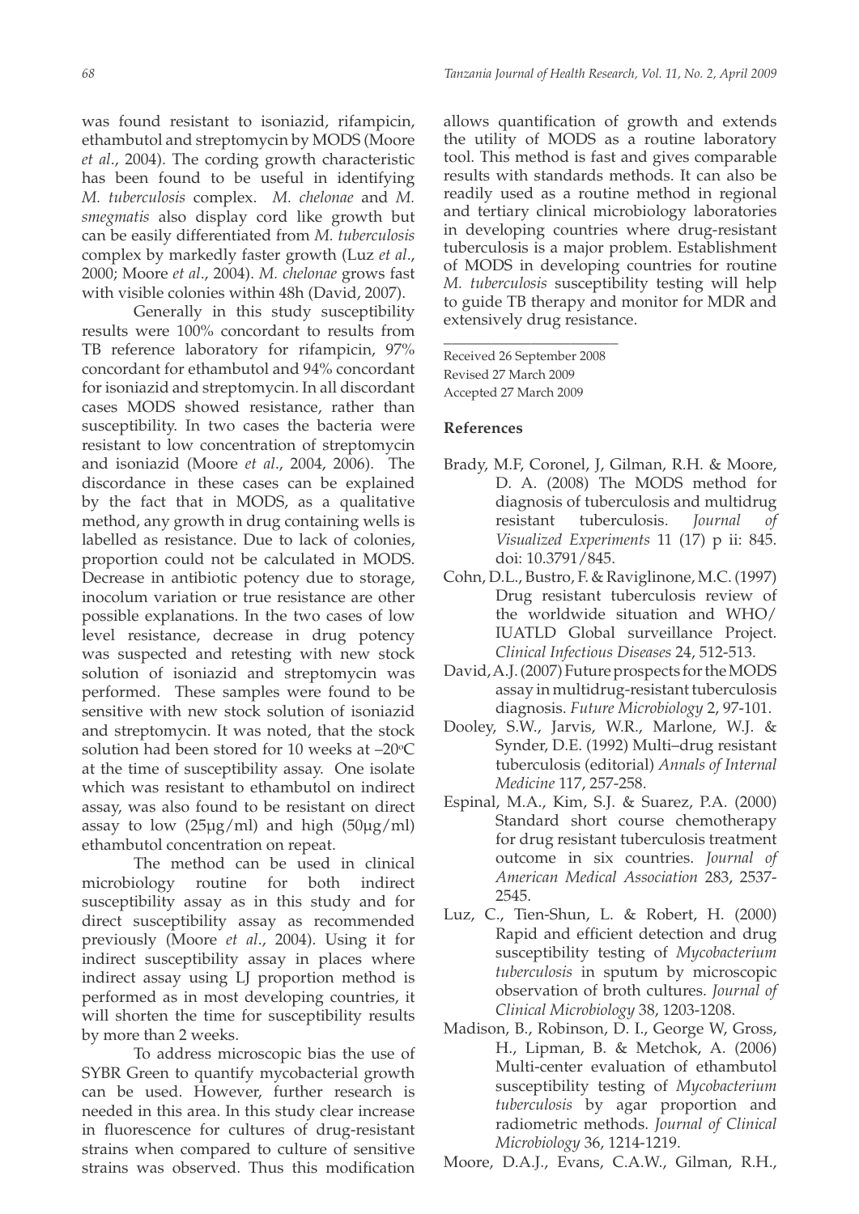was found resistant to isoniazid, rifampicin, ethambutol and streptomycin by MODS (Moore *et al*., 2004). The cording growth characteristic has been found to be useful in identifying *M. tuberculosis* complex. *M. chelonae* and *M. smegmatis* also display cord like growth but can be easily differentiated from *M. tuberculosis* complex by markedly faster growth (Luz *et al*., 2000; Moore *et al*., 2004). *M. chelonae* grows fast with visible colonies within 48h (David, 2007).

Generally in this study susceptibility results were 100% concordant to results from TB reference laboratory for rifampicin, 97% concordant for ethambutol and 94% concordant for isoniazid and streptomycin. In all discordant cases MODS showed resistance, rather than susceptibility. In two cases the bacteria were resistant to low concentration of streptomycin and isoniazid (Moore *et al*., 2004, 2006). The discordance in these cases can be explained by the fact that in MODS, as a qualitative method, any growth in drug containing wells is labelled as resistance. Due to lack of colonies, proportion could not be calculated in MODS. Decrease in antibiotic potency due to storage, inocolum variation or true resistance are other possible explanations. In the two cases of low level resistance, decrease in drug potency was suspected and retesting with new stock solution of isoniazid and streptomycin was performed. These samples were found to be sensitive with new stock solution of isoniazid and streptomycin. It was noted, that the stock solution had been stored for 10 weeks at –20°C at the time of susceptibility assay. One isolate which was resistant to ethambutol on indirect assay, was also found to be resistant on direct assay to low (25µg/ml) and high (50µg/ml) ethambutol concentration on repeat.

The method can be used in clinical microbiology routine for both indirect susceptibility assay as in this study and for direct susceptibility assay as recommended previously (Moore *et al*., 2004). Using it for indirect susceptibility assay in places where indirect assay using LJ proportion method is performed as in most developing countries, it will shorten the time for susceptibility results by more than 2 weeks.

To address microscopic bias the use of SYBR Green to quantify mycobacterial growth can be used. However, further research is needed in this area. In this study clear increase in fluorescence for cultures of drug-resistant strains when compared to culture of sensitive strains was observed. Thus this modification allows quantification of growth and extends the utility of MODS as a routine laboratory tool. This method is fast and gives comparable results with standards methods. It can also be readily used as a routine method in regional and tertiary clinical microbiology laboratories in developing countries where drug-resistant tuberculosis is a major problem. Establishment of MODS in developing countries for routine *M. tuberculosis* susceptibility testing will help to guide TB therapy and monitor for MDR and extensively drug resistance.

---

Received 26 September 2008
Revised 27 March 2009
Accepted 27 March 2009

## References

Brady, M.F, Coronel, J, Gilman, R.H. & Moore, D. A. (2008) The MODS method for diagnosis of tuberculosis and multidrug resistant tuberculosis. *Journal of Visualized Experiments* 11 (17) p ii: 845. doi: 10.3791/845.

Cohn, D.L., Bustro, F. & Raviglinone, M.C. (1997) Drug resistant tuberculosis review of the worldwide situation and WHO/IUATLD Global surveillance Project. *Clinical Infectious Diseases* 24, 512-513.

David, A.J. (2007) Future prospects for the MODS assay in multidrug-resistant tuberculosis diagnosis. *Future Microbiology* 2, 97-101.

Dooley, S.W., Jarvis, W.R., Marlone, W.J. & Synder, D.E. (1992) Multi–drug resistant tuberculosis (editorial) *Annals of Internal Medicine* 117, 257-258.

Espinal, M.A., Kim, S.J. & Suarez, P.A. (2000) Standard short course chemotherapy for drug resistant tuberculosis treatment outcome in six countries. *Journal of American Medical Association* 283, 2537-2545.

Luz, C., Tien-Shun, L. & Robert, H. (2000) Rapid and efficient detection and drug susceptibility testing of *Mycobacterium tuberculosis* in sputum by microscopic observation of broth cultures. *Journal of Clinical Microbiology* 38, 1203-1208.

Madison, B., Robinson, D. I., George W, Gross, H., Lipman, B. & Metchok, A. (2006) Multi-center evaluation of ethambutol susceptibility testing of *Mycobacterium tuberculosis* by agar proportion and radiometric methods. *Journal of Clinical Microbiology* 36, 1214-1219.

Moore, D.A.J., Evans, C.A.W., Gilman, R.H.,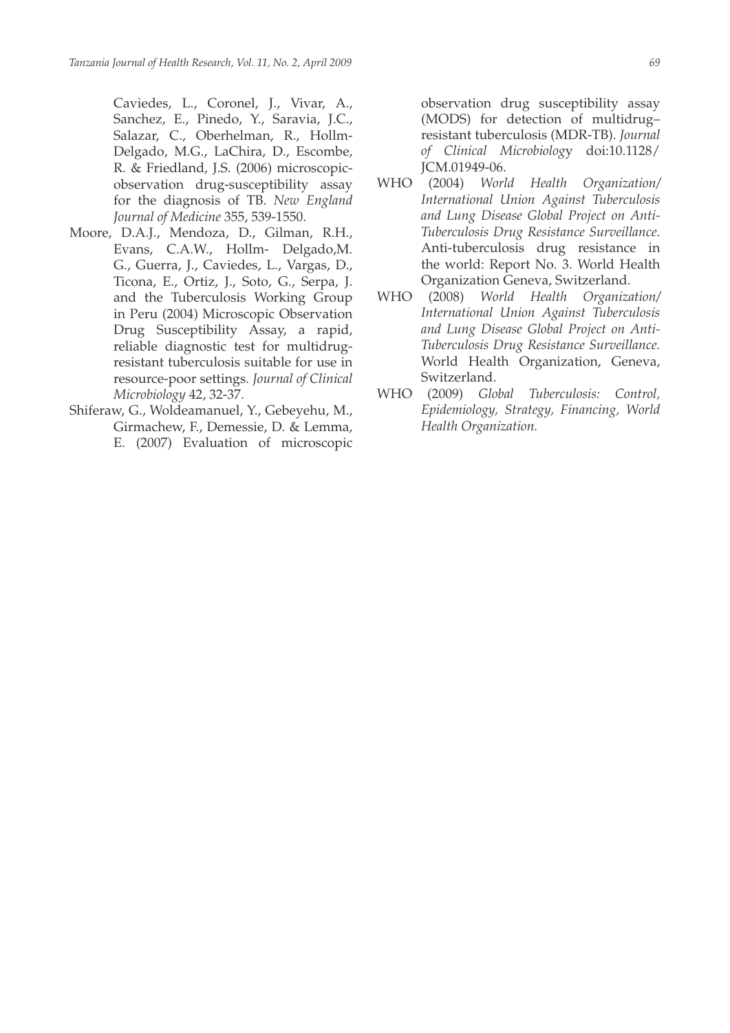Caviedes, L., Coronel, J., Vivar, A., Sanchez, E., Pinedo, Y., Saravia, J.C., Salazar, C., Oberhelman, R., Hollm-Delgado, M.G., LaChira, D., Escombe, R. & Friedland, J.S. (2006) microscopic-observation drug-susceptibility assay for the diagnosis of TB. *New England Journal of Medicine* 355, 539-1550.

Moore, D.A.J., Mendoza, D., Gilman, R.H., Evans, C.A.W., Hollm- Delgado,M. G., Guerra, J., Caviedes, L., Vargas, D., Ticona, E., Ortiz, J., Soto, G., Serpa, J. and the Tuberculosis Working Group in Peru (2004) Microscopic Observation Drug Susceptibility Assay, a rapid, reliable diagnostic test for multidrug-resistant tuberculosis suitable for use in resource-poor settings. *Journal of Clinical Microbiology* 42, 32-37.

Shiferaw, G., Woldeamanuel, Y., Gebeyehu, M., Girmachew, F., Demessie, D. & Lemma, E. (2007) Evaluation of microscopic observation drug susceptibility assay (MODS) for detection of multidrug–resistant tuberculosis (MDR-TB). *Journal of Clinical Microbiolog*y doi:10.1128/ JCM.01949-06.

WHO (2004) *World Health Organization/ International Union Against Tuberculosis and Lung Disease Global Project on Anti-Tuberculosis Drug Resistance Surveillance*. Anti-tuberculosis drug resistance in the world: Report No. 3. World Health Organization Geneva, Switzerland.

WHO (2008) *World Health Organization/ International Union Against Tuberculosis and Lung Disease Global Project on Anti-Tuberculosis Drug Resistance Surveillance.* World Health Organization, Geneva, Switzerland.

WHO (2009) *Global Tuberculosis: Control, Epidemiology, Strategy, Financing, World Health Organization.*